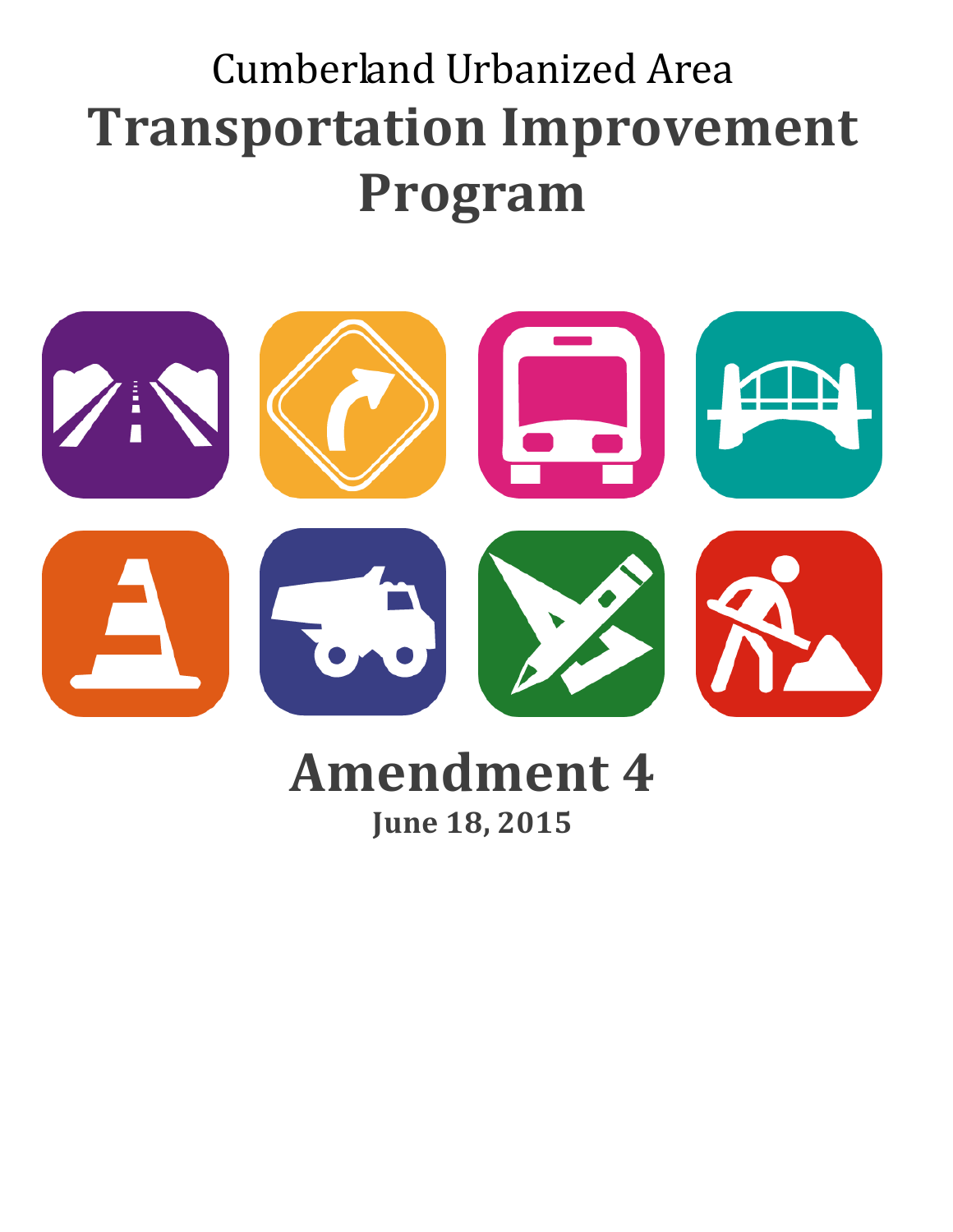Cumberland Urbanized Area

# Transportation Improvement Program

# Amendment 4

**June 18, 2015**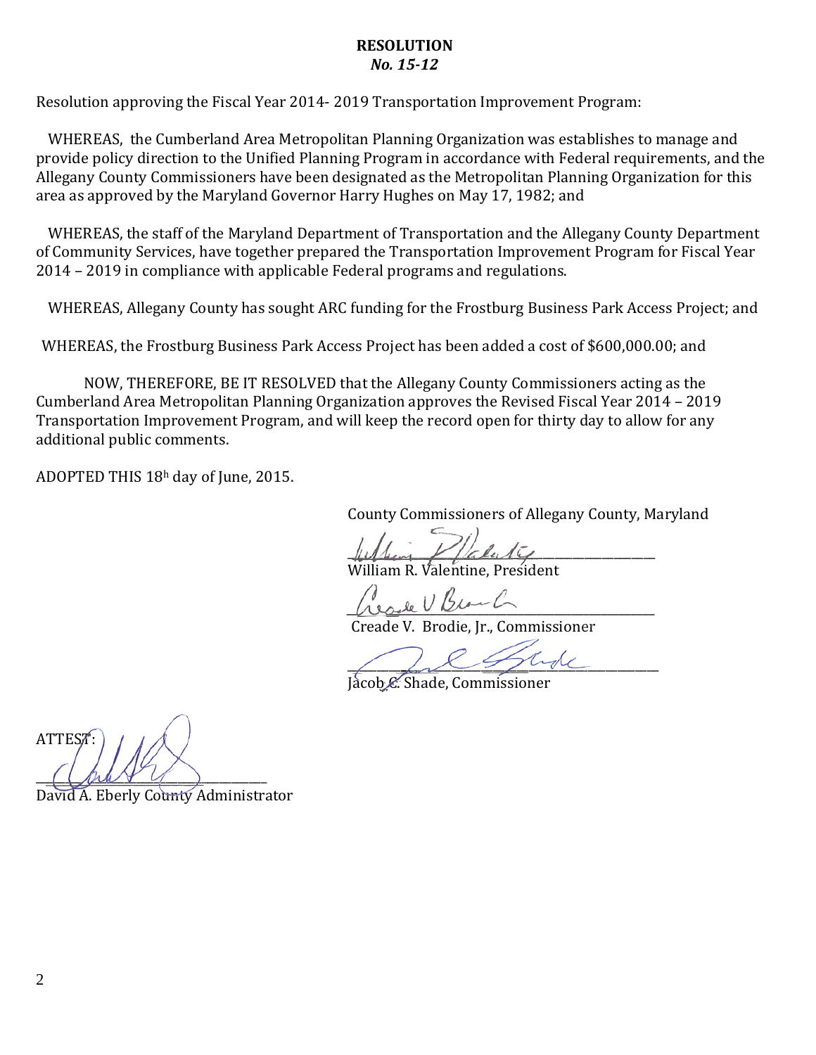**RESOLUTION**
***No. 15-12***

Resolution approving the Fiscal Year 2014- 2019 Transportation Improvement Program:

WHEREAS, the Cumberland Area Metropolitan Planning Organization was establishes to manage and provide policy direction to the Unified Planning Program in accordance with Federal requirements, and the Allegany County Commissioners have been designated as the Metropolitan Planning Organization for this area as approved by the Maryland Governor Harry Hughes on May 17, 1982; and

WHEREAS, the staff of the Maryland Department of Transportation and the Allegany County Department of Community Services, have together prepared the Transportation Improvement Program for Fiscal Year 2014 – 2019 in compliance with applicable Federal programs and regulations.

WHEREAS, Allegany County has sought ARC funding for the Frostburg Business Park Access Project; and

WHEREAS, the Frostburg Business Park Access Project has been added a cost of $600,000.00; and

NOW, THEREFORE, BE IT RESOLVED that the Allegany County Commissioners acting as the Cumberland Area Metropolitan Planning Organization approves the Revised Fiscal Year 2014 – 2019 Transportation Improvement Program, and will keep the record open for thirty day to allow for any additional public comments.

ADOPTED THIS 18h day of June, 2015.

County Commissioners of Allegany County, Maryland

William R. Valentine, President

Creade V. Brodie, Jr., Commissioner

Jacob C. Shade, Commissioner

ATTEST:

David A. Eberly County Administrator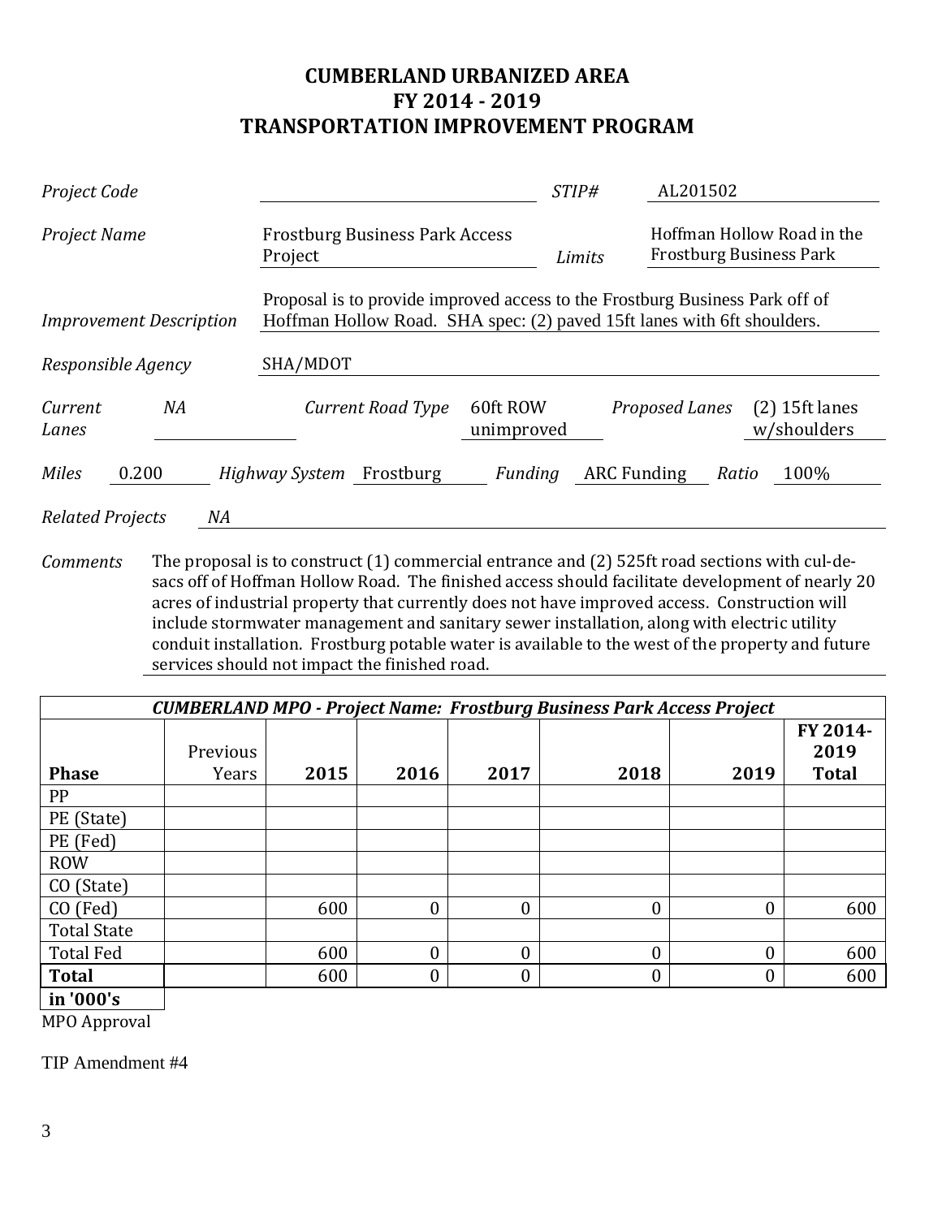# CUMBERLAND URBANIZED AREA
# FY 2014 - 2019
# TRANSPORTATION IMPROVEMENT PROGRAM

| | | | |
|---|---|---|---|
| *Project Code* | | *STIP#* | AL201502 |
| *Project Name* | Frostburg Business Park Access Project | *Limits* | Hoffman Hollow Road in the Frostburg Business Park |
| *Improvement Description* | Proposal is to provide improved access to the Frostburg Business Park off of Hoffman Hollow Road. SHA spec: (2) paved 15ft lanes with 6ft shoulders. | | |
| *Responsible Agency* | SHA/MDOT | | |

*Current Lanes* NA *Current Road Type* 60ft ROW unimproved *Proposed Lanes* (2) 15ft lanes w/shoulders

*Miles* 0.200 *Highway System* Frostburg *Funding* ARC Funding *Ratio* 100%

*Related Projects* NA

*Comments* The proposal is to construct (1) commercial entrance and (2) 525ft road sections with cul-de-sacs off of Hoffman Hollow Road. The finished access should facilitate development of nearly 20 acres of industrial property that currently does not have improved access. Construction will include stormwater management and sanitary sewer installation, along with electric utility conduit installation. Frostburg potable water is available to the west of the property and future services should not impact the finished road.

| ***CUMBERLAND MPO - Project Name: Frostburg Business Park Access Project*** | | | | | | | |
|---|---|---|---|---|---|---|---|
| **Phase** | Previous Years | **2015** | **2016** | **2017** | **2018** | **2019** | **FY 2014-2019 Total** |
| PP | | | | | | | |
| PE (State) | | | | | | | |
| PE (Fed) | | | | | | | |
| ROW | | | | | | | |
| CO (State) | | | | | | | |
| CO (Fed) | | 600 | 0 | 0 | 0 | 0 | 600 |
| Total State | | | | | | | |
| Total Fed | | 600 | 0 | 0 | 0 | 0 | 600 |
| **Total** | | 600 | 0 | 0 | 0 | 0 | 600 |
| **in '000's** | | | | | | | |

MPO Approval

TIP Amendment #4